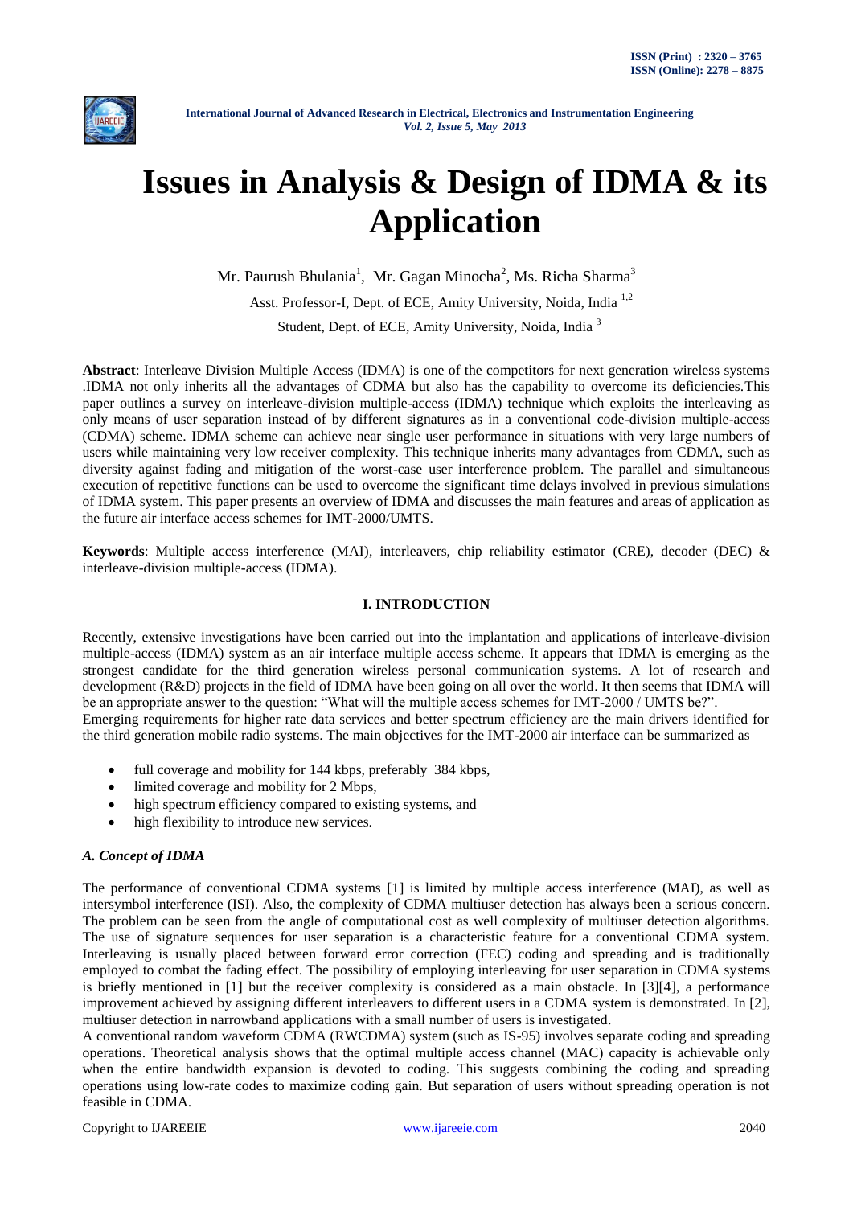# Issues in Analysis & Design of IDMA & its Application

Mr. Paurush Bhulania[1], Mr. Gagan Minocha[2], Ms. Richa Sharma[3]

Asst. Professor-I, Dept. of ECE, Amity University, Noida, India [1,2]

Student, Dept. of ECE, Amity University, Noida, India [3]

**Abstract**: Interleave Division Multiple Access (IDMA) is one of the competitors for next generation wireless systems .IDMA not only inherits all the advantages of CDMA but also has the capability to overcome its deficiencies.This paper outlines a survey on interleave-division multiple-access (IDMA) technique which exploits the interleaving as only means of user separation instead of by different signatures as in a conventional code-division multiple-access (CDMA) scheme. IDMA scheme can achieve near single user performance in situations with very large numbers of users while maintaining very low receiver complexity. This technique inherits many advantages from CDMA, such as diversity against fading and mitigation of the worst-case user interference problem. The parallel and simultaneous execution of repetitive functions can be used to overcome the significant time delays involved in previous simulations of IDMA system. This paper presents an overview of IDMA and discusses the main features and areas of application as the future air interface access schemes for IMT-2000/UMTS.

**Keywords**: Multiple access interference (MAI), interleavers, chip reliability estimator (CRE), decoder (DEC) & interleave-division multiple-access (IDMA).

## I. INTRODUCTION

Recently, extensive investigations have been carried out into the implantation and applications of interleave-division multiple-access (IDMA) system as an air interface multiple access scheme. It appears that IDMA is emerging as the strongest candidate for the third generation wireless personal communication systems. A lot of research and development (R&D) projects in the field of IDMA have been going on all over the world. It then seems that IDMA will be an appropriate answer to the question: "What will the multiple access schemes for IMT-2000 / UMTS be?".

Emerging requirements for higher rate data services and better spectrum efficiency are the main drivers identified for the third generation mobile radio systems. The main objectives for the IMT-2000 air interface can be summarized as

- full coverage and mobility for 144 kbps, preferably 384 kbps,
- limited coverage and mobility for 2 Mbps,
- high spectrum efficiency compared to existing systems, and
- high flexibility to introduce new services.

### *A. Concept of IDMA*

The performance of conventional CDMA systems [1] is limited by multiple access interference (MAI), as well as intersymbol interference (ISI). Also, the complexity of CDMA multiuser detection has always been a serious concern. The problem can be seen from the angle of computational cost as well complexity of multiuser detection algorithms. The use of signature sequences for user separation is a characteristic feature for a conventional CDMA system. Interleaving is usually placed between forward error correction (FEC) coding and spreading and is traditionally employed to combat the fading effect. The possibility of employing interleaving for user separation in CDMA systems is briefly mentioned in [1] but the receiver complexity is considered as a main obstacle. In [3][4], a performance improvement achieved by assigning different interleavers to different users in a CDMA system is demonstrated. In [2], multiuser detection in narrowband applications with a small number of users is investigated.

A conventional random waveform CDMA (RWCDMA) system (such as IS-95) involves separate coding and spreading operations. Theoretical analysis shows that the optimal multiple access channel (MAC) capacity is achievable only when the entire bandwidth expansion is devoted to coding. This suggests combining the coding and spreading operations using low-rate codes to maximize coding gain. But separation of users without spreading operation is not feasible in CDMA.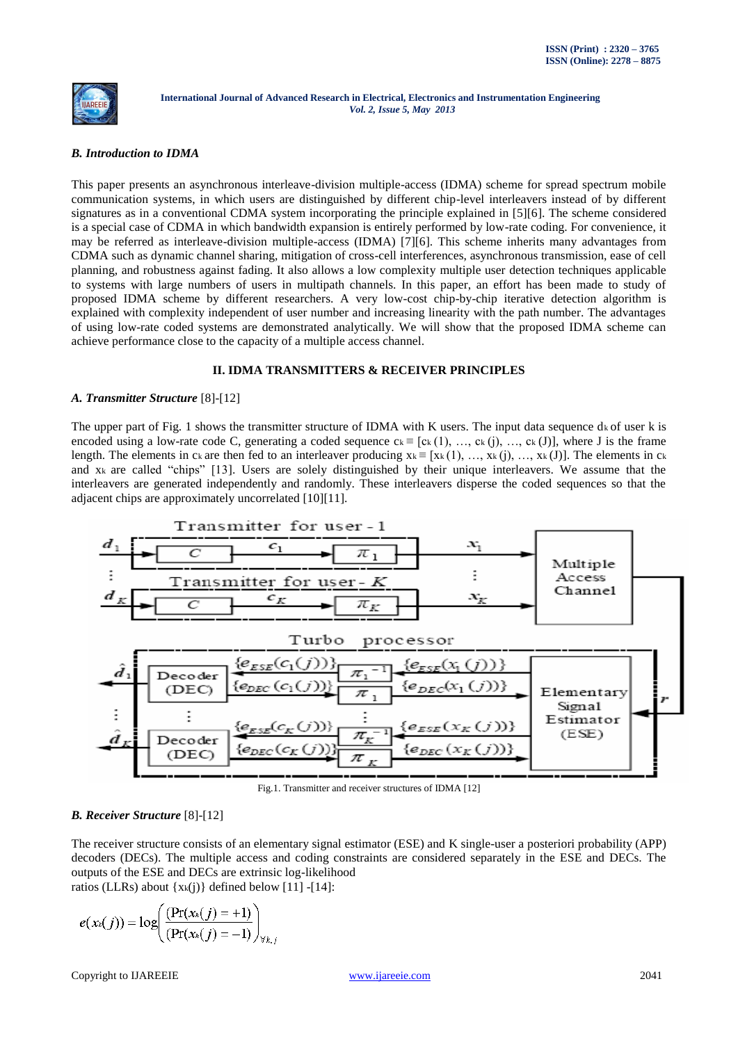### *B. Introduction to IDMA*

This paper presents an asynchronous interleave-division multiple-access (IDMA) scheme for spread spectrum mobile communication systems, in which users are distinguished by different chip-level interleavers instead of by different signatures as in a conventional CDMA system incorporating the principle explained in [5][6]. The scheme considered is a special case of CDMA in which bandwidth expansion is entirely performed by low-rate coding. For convenience, it may be referred as interleave-division multiple-access (IDMA) [7][6]. This scheme inherits many advantages from CDMA such as dynamic channel sharing, mitigation of cross-cell interferences, asynchronous transmission, ease of cell planning, and robustness against fading. It also allows a low complexity multiple user detection techniques applicable to systems with large numbers of users in multipath channels. In this paper, an effort has been made to study of proposed IDMA scheme by different researchers. A very low-cost chip-by-chip iterative detection algorithm is explained with complexity independent of user number and increasing linearity with the path number. The advantages of using low-rate coded systems are demonstrated analytically. We will show that the proposed IDMA scheme can achieve performance close to the capacity of a multiple access channel.

## II. IDMA TRANSMITTERS & RECEIVER PRINCIPLES

### *A. Transmitter Structure* [8]-[12]

The upper part of Fig. 1 shows the transmitter structure of IDMA with K users. The input data sequence $d_k$ of user k is encoded using a low-rate code C, generating a coded sequence $c_k \equiv [c_k(1), \ldots, c_k(j), \ldots, c_k(J)]$, where J is the frame length. The elements in $c_k$ are then fed to an interleaver producing $x_k \equiv [x_k(1), \ldots, x_k(j), \ldots, x_k(J)]$. The elements in $c_k$ and $x_k$ are called "chips" [13]. Users are solely distinguished by their unique interleavers. We assume that the interleavers are generated independently and randomly. These interleavers disperse the coded sequences so that the adjacent chips are approximately uncorrelated [10][11].

Fig.1. Transmitter and receiver structures of IDMA [12]

### *B. Receiver Structure* [8]-[12]

The receiver structure consists of an elementary signal estimator (ESE) and K single-user a posteriori probability (APP) decoders (DECs). The multiple access and coding constraints are considered separately in the ESE and DECs. The outputs of the ESE and DECs are extrinsic log-likelihood ratios (LLRs) about $\{x_k(j)\}$ defined below [11] -[14]:

$$e(x_k(j)) = \log\left(\frac{(\Pr(x_k(j) = +1)}{(\Pr(x_k(j) = -1)}\right)_{\forall k, j}$$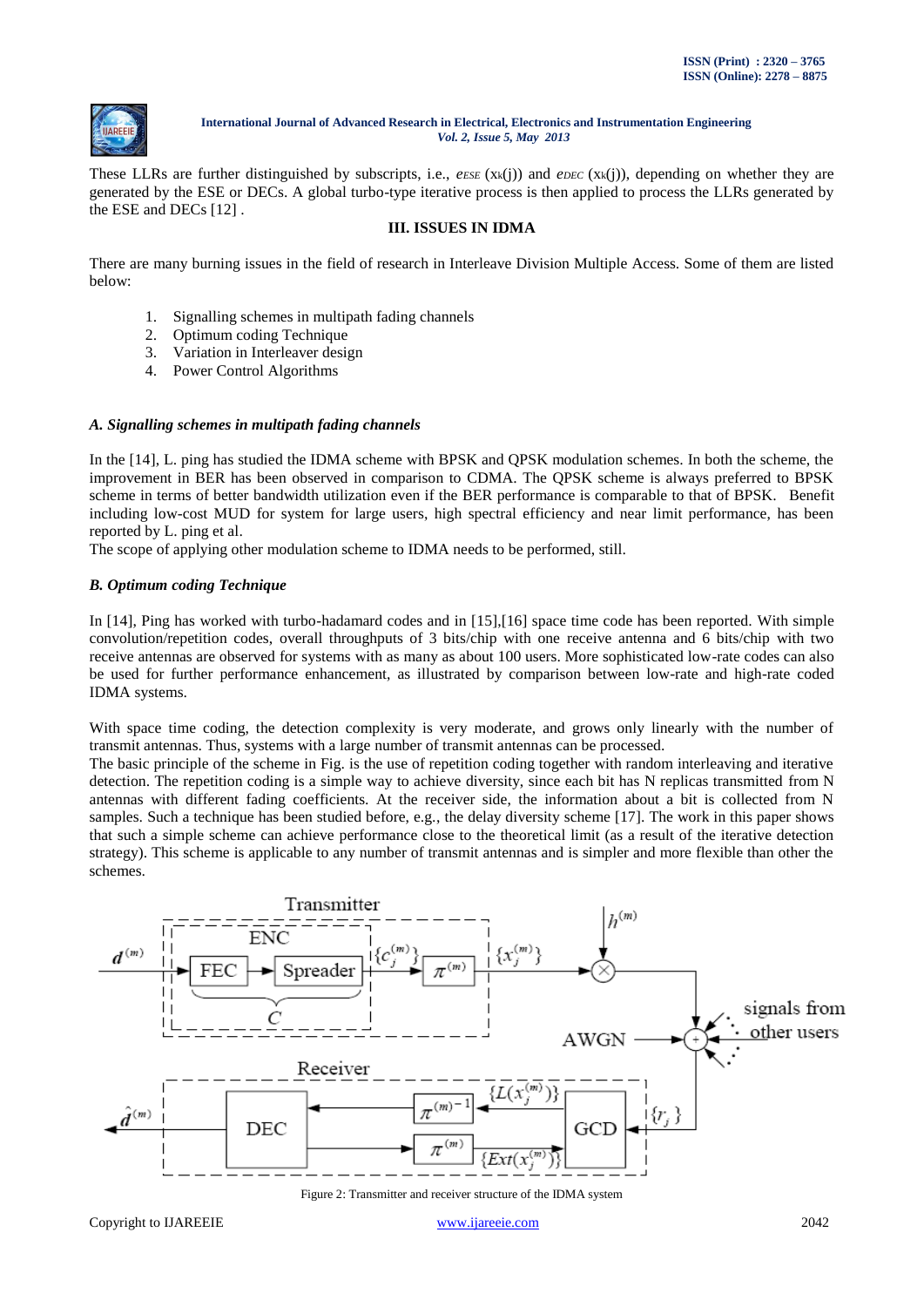These LLRs are further distinguished by subscripts, i.e., $e_{ESE}(x_k(j))$ and $e_{DEC}(x_k(j))$, depending on whether they are generated by the ESE or DECs. A global turbo-type iterative process is then applied to process the LLRs generated by the ESE and DECs [12] .

## III. ISSUES IN IDMA

There are many burning issues in the field of research in Interleave Division Multiple Access. Some of them are listed below:

1. Signalling schemes in multipath fading channels
2. Optimum coding Technique
3. Variation in Interleaver design
4. Power Control Algorithms

### *A. Signalling schemes in multipath fading channels*

In the [14], L. ping has studied the IDMA scheme with BPSK and QPSK modulation schemes. In both the scheme, the improvement in BER has been observed in comparison to CDMA. The QPSK scheme is always preferred to BPSK scheme in terms of better bandwidth utilization even if the BER performance is comparable to that of BPSK. Benefit including low-cost MUD for system for large users, high spectral efficiency and near limit performance, has been reported by L. ping et al.

The scope of applying other modulation scheme to IDMA needs to be performed, still.

### *B. Optimum coding Technique*

In [14], Ping has worked with turbo-hadamard codes and in [15],[16] space time code has been reported. With simple convolution/repetition codes, overall throughputs of 3 bits/chip with one receive antenna and 6 bits/chip with two receive antennas are observed for systems with as many as about 100 users. More sophisticated low-rate codes can also be used for further performance enhancement, as illustrated by comparison between low-rate and high-rate coded IDMA systems.

With space time coding, the detection complexity is very moderate, and grows only linearly with the number of transmit antennas. Thus, systems with a large number of transmit antennas can be processed.

The basic principle of the scheme in Fig. is the use of repetition coding together with random interleaving and iterative detection. The repetition coding is a simple way to achieve diversity, since each bit has N replicas transmitted from N antennas with different fading coefficients. At the receiver side, the information about a bit is collected from N samples. Such a technique has been studied before, e.g., the delay diversity scheme [17]. The work in this paper shows that such a simple scheme can achieve performance close to the theoretical limit (as a result of the iterative detection strategy). This scheme is applicable to any number of transmit antennas and is simpler and more flexible than other the schemes.

Figure 2: Transmitter and receiver structure of the IDMA system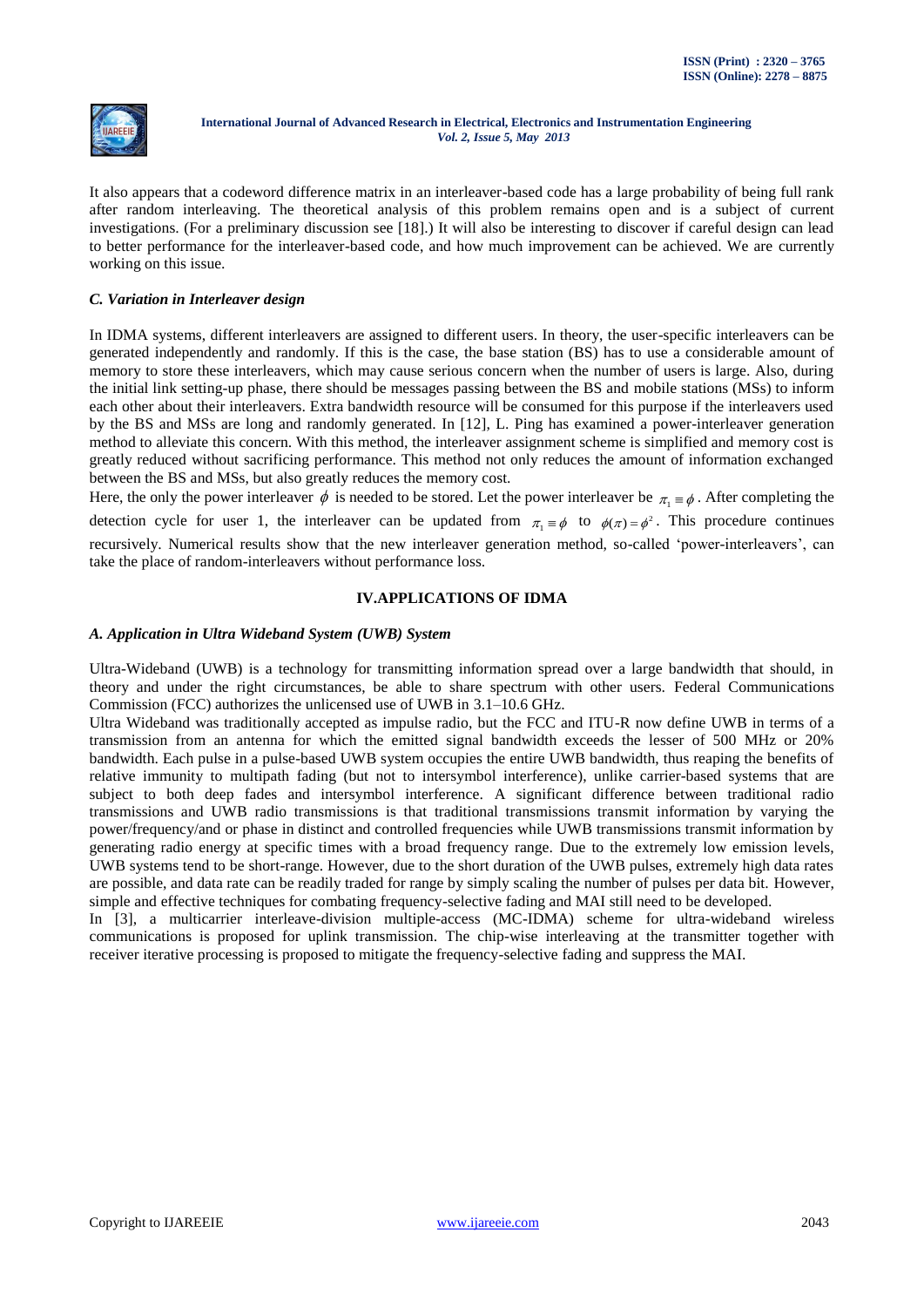It also appears that a codeword difference matrix in an interleaver-based code has a large probability of being full rank after random interleaving. The theoretical analysis of this problem remains open and is a subject of current investigations. (For a preliminary discussion see [18].) It will also be interesting to discover if careful design can lead to better performance for the interleaver-based code, and how much improvement can be achieved. We are currently working on this issue.

### *C. Variation in Interleaver design*

In IDMA systems, different interleavers are assigned to different users. In theory, the user-specific interleavers can be generated independently and randomly. If this is the case, the base station (BS) has to use a considerable amount of memory to store these interleavers, which may cause serious concern when the number of users is large. Also, during the initial link setting-up phase, there should be messages passing between the BS and mobile stations (MSs) to inform each other about their interleavers. Extra bandwidth resource will be consumed for this purpose if the interleavers used by the BS and MSs are long and randomly generated. In [12], L. Ping has examined a power-interleaver generation method to alleviate this concern. With this method, the interleaver assignment scheme is simplified and memory cost is greatly reduced without sacrificing performance. This method not only reduces the amount of information exchanged between the BS and MSs, but also greatly reduces the memory cost.

Here, the only the power interleaver $\phi$ is needed to be stored. Let the power interleaver be $\pi_1 \equiv \phi$. After completing the detection cycle for user 1, the interleaver can be updated from $\pi_1 \equiv \phi$ to $\phi(\pi) = \phi^2$. This procedure continues recursively. Numerical results show that the new interleaver generation method, so-called 'power-interleavers', can take the place of random-interleavers without performance loss.

## IV.APPLICATIONS OF IDMA

### *A. Application in Ultra Wideband System (UWB) System*

Ultra-Wideband (UWB) is a technology for transmitting information spread over a large bandwidth that should, in theory and under the right circumstances, be able to share spectrum with other users. Federal Communications Commission (FCC) authorizes the unlicensed use of UWB in 3.1–10.6 GHz.

Ultra Wideband was traditionally accepted as impulse radio, but the FCC and ITU-R now define UWB in terms of a transmission from an antenna for which the emitted signal bandwidth exceeds the lesser of 500 MHz or 20% bandwidth. Each pulse in a pulse-based UWB system occupies the entire UWB bandwidth, thus reaping the benefits of relative immunity to multipath fading (but not to intersymbol interference), unlike carrier-based systems that are subject to both deep fades and intersymbol interference. A significant difference between traditional radio transmissions and UWB radio transmissions is that traditional transmissions transmit information by varying the power/frequency/and or phase in distinct and controlled frequencies while UWB transmissions transmit information by generating radio energy at specific times with a broad frequency range. Due to the extremely low emission levels, UWB systems tend to be short-range. However, due to the short duration of the UWB pulses, extremely high data rates are possible, and data rate can be readily traded for range by simply scaling the number of pulses per data bit. However, simple and effective techniques for combating frequency-selective fading and MAI still need to be developed.

In [3], a multicarrier interleave-division multiple-access (MC-IDMA) scheme for ultra-wideband wireless communications is proposed for uplink transmission. The chip-wise interleaving at the transmitter together with receiver iterative processing is proposed to mitigate the frequency-selective fading and suppress the MAI.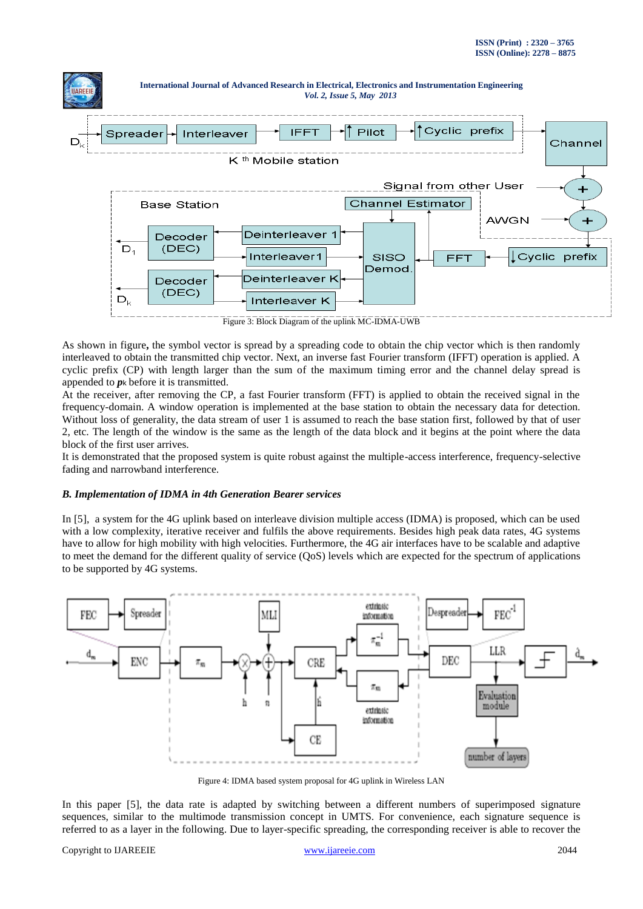Figure 3: Block Diagram of the uplink MC-IDMA-UWB

As shown in figure, the symbol vector is spread by a spreading code to obtain the chip vector which is then randomly interleaved to obtain the transmitted chip vector. Next, an inverse fast Fourier transform (IFFT) operation is applied. A cyclic prefix (CP) with length larger than the sum of the maximum timing error and the channel delay spread is appended to $\boldsymbol{p}_k$ before it is transmitted.

At the receiver, after removing the CP, a fast Fourier transform (FFT) is applied to obtain the received signal in the frequency-domain. A window operation is implemented at the base station to obtain the necessary data for detection. Without loss of generality, the data stream of user 1 is assumed to reach the base station first, followed by that of user 2, etc. The length of the window is the same as the length of the data block and it begins at the point where the data block of the first user arrives.

It is demonstrated that the proposed system is quite robust against the multiple-access interference, frequency-selective fading and narrowband interference.

### *B. Implementation of IDMA in 4th Generation Bearer services*

In [5], a system for the 4G uplink based on interleave division multiple access (IDMA) is proposed, which can be used with a low complexity, iterative receiver and fulfils the above requirements. Besides high peak data rates, 4G systems have to allow for high mobility with high velocities. Furthermore, the 4G air interfaces have to be scalable and adaptive to meet the demand for the different quality of service (QoS) levels which are expected for the spectrum of applications to be supported by 4G systems.

Figure 4: IDMA based system proposal for 4G uplink in Wireless LAN

In this paper [5], the data rate is adapted by switching between a different numbers of superimposed signature sequences, similar to the multimode transmission concept in UMTS. For convenience, each signature sequence is referred to as a layer in the following. Due to layer-specific spreading, the corresponding receiver is able to recover the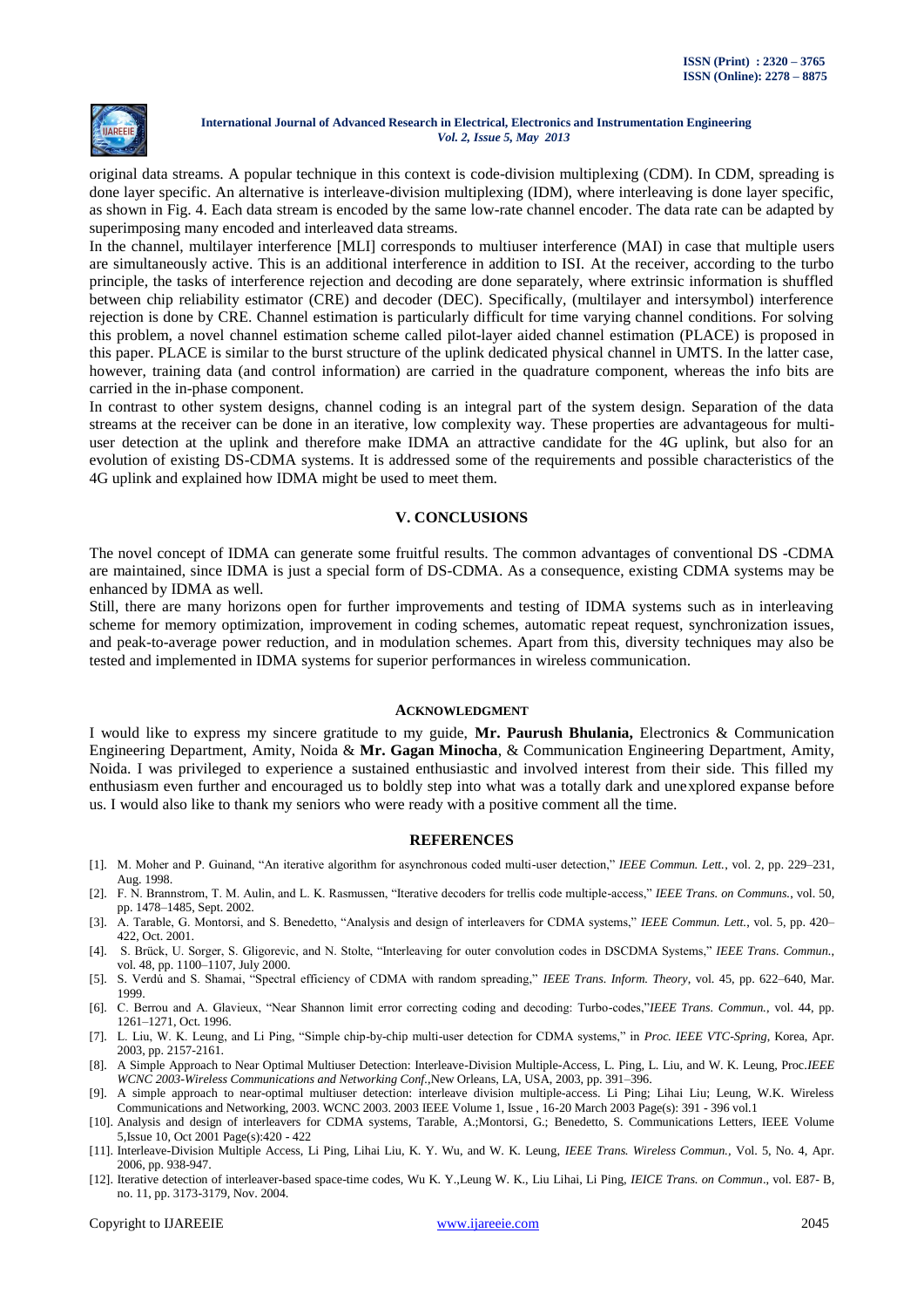original data streams. A popular technique in this context is code-division multiplexing (CDM). In CDM, spreading is done layer specific. An alternative is interleave-division multiplexing (IDM), where interleaving is done layer specific, as shown in Fig. 4. Each data stream is encoded by the same low-rate channel encoder. The data rate can be adapted by superimposing many encoded and interleaved data streams.

In the channel, multilayer interference [MLI] corresponds to multiuser interference (MAI) in case that multiple users are simultaneously active. This is an additional interference in addition to ISI. At the receiver, according to the turbo principle, the tasks of interference rejection and decoding are done separately, where extrinsic information is shuffled between chip reliability estimator (CRE) and decoder (DEC). Specifically, (multilayer and intersymbol) interference rejection is done by CRE. Channel estimation is particularly difficult for time varying channel conditions. For solving this problem, a novel channel estimation scheme called pilot-layer aided channel estimation (PLACE) is proposed in this paper. PLACE is similar to the burst structure of the uplink dedicated physical channel in UMTS. In the latter case, however, training data (and control information) are carried in the quadrature component, whereas the info bits are carried in the in-phase component.

In contrast to other system designs, channel coding is an integral part of the system design. Separation of the data streams at the receiver can be done in an iterative, low complexity way. These properties are advantageous for multi-user detection at the uplink and therefore make IDMA an attractive candidate for the 4G uplink, but also for an evolution of existing DS-CDMA systems. It is addressed some of the requirements and possible characteristics of the 4G uplink and explained how IDMA might be used to meet them.

## V. CONCLUSIONS

The novel concept of IDMA can generate some fruitful results. The common advantages of conventional DS -CDMA are maintained, since IDMA is just a special form of DS-CDMA. As a consequence, existing CDMA systems may be enhanced by IDMA as well.

Still, there are many horizons open for further improvements and testing of IDMA systems such as in interleaving scheme for memory optimization, improvement in coding schemes, automatic repeat request, synchronization issues, and peak-to-average power reduction, and in modulation schemes. Apart from this, diversity techniques may also be tested and implemented in IDMA systems for superior performances in wireless communication.

## ACKNOWLEDGMENT

I would like to express my sincere gratitude to my guide, **Mr. Paurush Bhulania,** Electronics & Communication Engineering Department, Amity, Noida & **Mr. Gagan Minocha**, & Communication Engineering Department, Amity, Noida. I was privileged to experience a sustained enthusiastic and involved interest from their side. This filled my enthusiasm even further and encouraged us to boldly step into what was a totally dark and unexplored expanse before us. I would also like to thank my seniors who were ready with a positive comment all the time.

## REFERENCES

[1]. M. Moher and P. Guinand, "An iterative algorithm for asynchronous coded multi-user detection," *IEEE Commun. Lett.*, vol. 2, pp. 229–231, Aug. 1998.

[2]. F. N. Brannstrom, T. M. Aulin, and L. K. Rasmussen, "Iterative decoders for trellis code multiple-access," *IEEE Trans. on Communs.*, vol. 50, pp. 1478–1485, Sept. 2002.

[3]. A. Tarable, G. Montorsi, and S. Benedetto, "Analysis and design of interleavers for CDMA systems," *IEEE Commun. Lett.*, vol. 5, pp. 420–422, Oct. 2001.

[4]. S. Brück, U. Sorger, S. Gligorevic, and N. Stolte, "Interleaving for outer convolution codes in DSCDMA Systems," *IEEE Trans. Commun.*, vol. 48, pp. 1100–1107, July 2000.

[5]. S. Verdú and S. Shamai, "Spectral efficiency of CDMA with random spreading," *IEEE Trans. Inform. Theory*, vol. 45, pp. 622–640, Mar. 1999.

[6]. C. Berrou and A. Glavieux, "Near Shannon limit error correcting coding and decoding: Turbo-codes,"*IEEE Trans. Commun.*, vol. 44, pp. 1261–1271, Oct. 1996.

[7]. L. Liu, W. K. Leung, and Li Ping, "Simple chip-by-chip multi-user detection for CDMA systems," in *Proc. IEEE VTC-Spring*, Korea, Apr. 2003, pp. 2157-2161.

[8]. A Simple Approach to Near Optimal Multiuser Detection: Interleave-Division Multiple-Access, L. Ping, L. Liu, and W. K. Leung, Proc.*IEEE WCNC 2003-Wireless Communications and Networking Conf.*,New Orleans, LA, USA, 2003, pp. 391–396.

[9]. A simple approach to near-optimal multiuser detection: interleave division multiple-access. Li Ping; Lihai Liu; Leung, W.K. Wireless Communications and Networking, 2003. WCNC 2003. 2003 IEEE Volume 1, Issue , 16-20 March 2003 Page(s): 391 - 396 vol.1

[10]. Analysis and design of interleavers for CDMA systems, Tarable, A.;Montorsi, G.; Benedetto, S. Communications Letters, IEEE Volume 5,Issue 10, Oct 2001 Page(s):420 - 422

[11]. Interleave-Division Multiple Access, Li Ping, Lihai Liu, K. Y. Wu, and W. K. Leung, *IEEE Trans. Wireless Commun.*, Vol. 5, No. 4, Apr. 2006, pp. 938-947.

[12]. Iterative detection of interleaver-based space-time codes, Wu K. Y.,Leung W. K., Liu Lihai, Li Ping, *IEICE Trans. on Commun*., vol. E87- B, no. 11, pp. 3173-3179, Nov. 2004.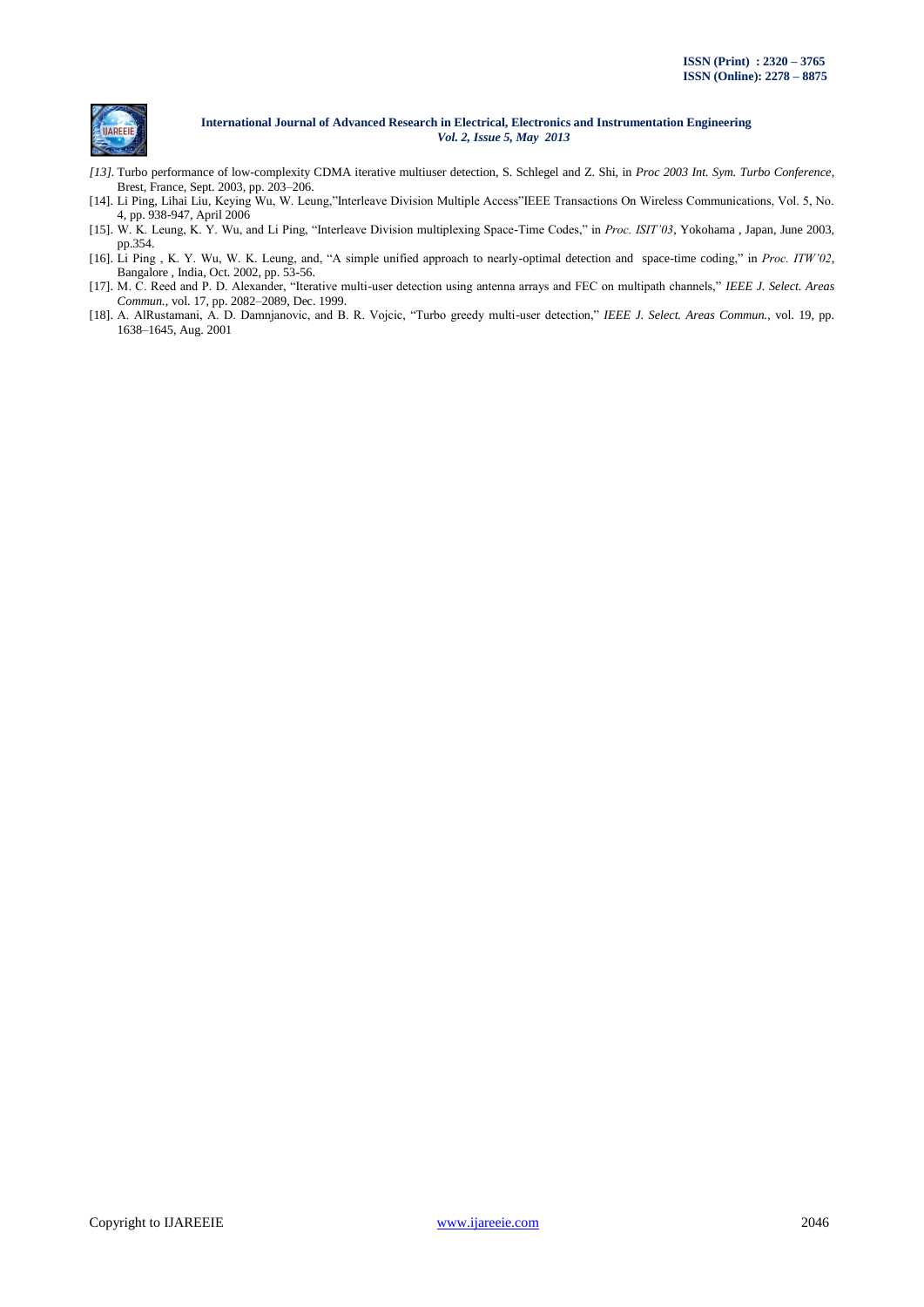*[13].* Turbo performance of low-complexity CDMA iterative multiuser detection, S. Schlegel and Z. Shi, in *Proc 2003 Int. Sym. Turbo Conference*, Brest, France, Sept. 2003, pp. 203–206.

[14]. Li Ping, Lihai Liu, Keying Wu, W. Leung,"Interleave Division Multiple Access"IEEE Transactions On Wireless Communications, Vol. 5, No. 4, pp. 938-947, April 2006

[15]. W. K. Leung, K. Y. Wu, and Li Ping, "Interleave Division multiplexing Space-Time Codes," in *Proc. ISIT'03*, Yokohama , Japan, June 2003, pp.354.

[16]. Li Ping , K. Y. Wu, W. K. Leung, and, "A simple unified approach to nearly-optimal detection and space-time coding," in *Proc. ITW'02*, Bangalore , India, Oct. 2002, pp. 53-56.

[17]. M. C. Reed and P. D. Alexander, "Iterative multi-user detection using antenna arrays and FEC on multipath channels," *IEEE J. Select. Areas Commun.*, vol. 17, pp. 2082–2089, Dec. 1999.

[18]. A. AlRustamani, A. D. Damnjanovic, and B. R. Vojcic, "Turbo greedy multi-user detection," *IEEE J. Select. Areas Commun.*, vol. 19, pp. 1638–1645, Aug. 2001